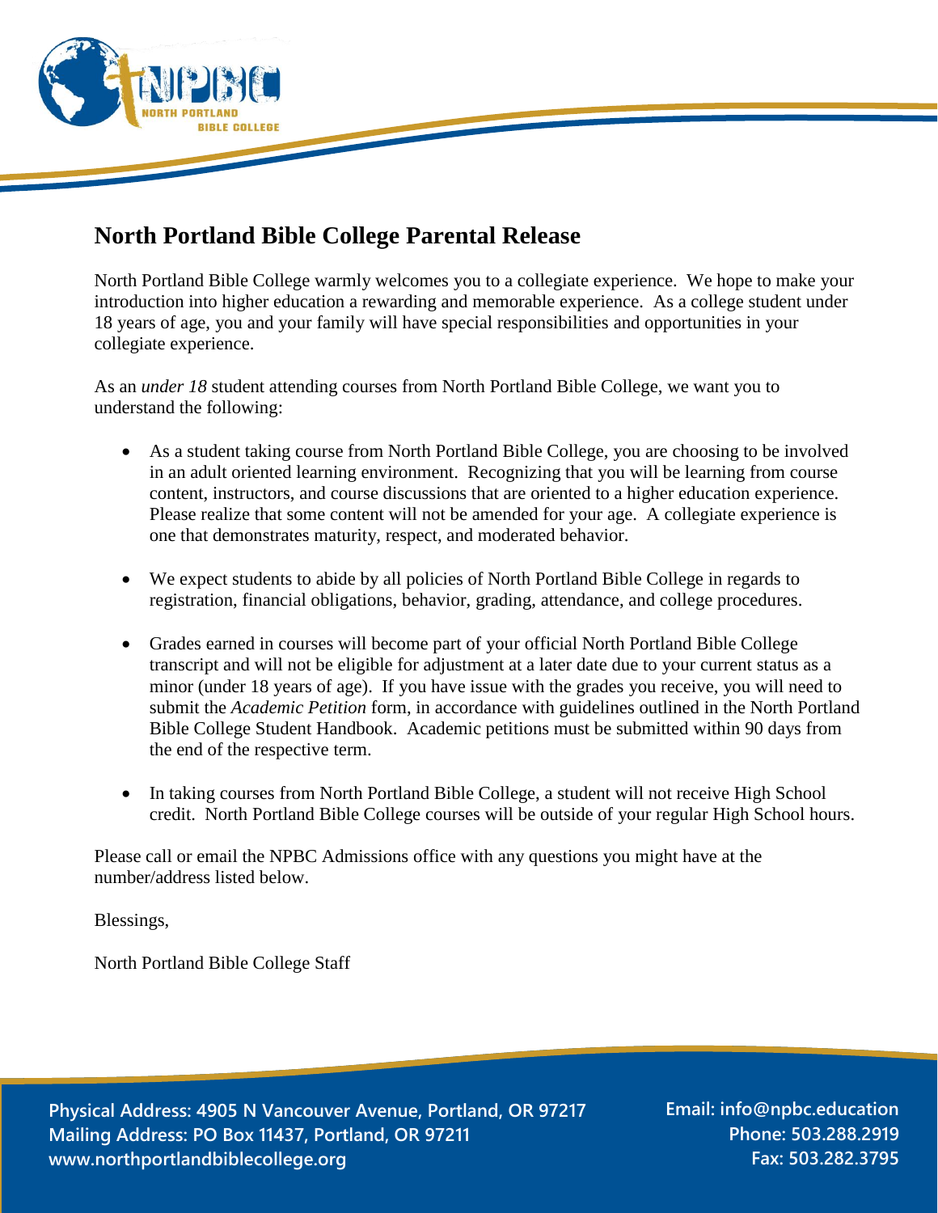# North Portland Bible College Parental Release

North Portland Bible College warmly welcomes you to a collegiate experience. We hope to make your introduction into higher education a rewarding and memorable experience. As a college student under 18 years of age, you and your family will have special responsibilities and opportunities in your collegiate experience.

As an *under 18* student attending courses from North Portland Bible College, we want you to understand the following:

- As a student taking course from North Portland Bible College, you are choosing to be involved in an adult oriented learning environment. Recognizing that you will be learning from course content, instructors, and course discussions that are oriented to a higher education experience. Please realize that some content will not be amended for your age. A collegiate experience is one that demonstrates maturity, respect, and moderated behavior.

- We expect students to abide by all policies of North Portland Bible College in regards to registration, financial obligations, behavior, grading, attendance, and college procedures.

- Grades earned in courses will become part of your official North Portland Bible College transcript and will not be eligible for adjustment at a later date due to your current status as a minor (under 18 years of age). If you have issue with the grades you receive, you will need to submit the *Academic Petition* form, in accordance with guidelines outlined in the North Portland Bible College Student Handbook. Academic petitions must be submitted within 90 days from the end of the respective term.

- In taking courses from North Portland Bible College, a student will not receive High School credit. North Portland Bible College courses will be outside of your regular High School hours.

Please call or email the NPBC Admissions office with any questions you might have at the number/address listed below.

Blessings,

North Portland Bible College Staff

**Physical Address: 4905 N Vancouver Avenue, Portland, OR 97217**
**Mailing Address: PO Box 11437, Portland, OR 97211**
**www.northportlandbiblecollege.org**

**Email: info@npbc.education**
**Phone: 503.288.2919**
**Fax: 503.282.3795**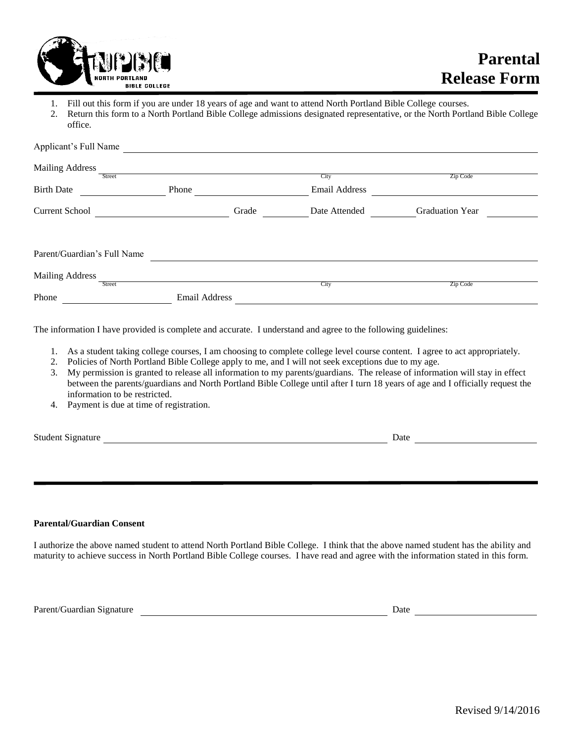# Parental Release Form

1. Fill out this form if you are under 18 years of age and want to attend North Portland Bible College courses.
2. Return this form to a North Portland Bible College admissions designated representative, or the North Portland Bible College office.

Applicant's Full Name ____________________________________________

Mailing Address ____________________________________________
Street | City | Zip Code

Birth Date ______________ Phone ______________ Email Address ______________

Current School ______________ Grade ________ Date Attended ________ Graduation Year ________

Parent/Guardian's Full Name ____________________________________________

Mailing Address ____________________________________________
Street | City | Zip Code

Phone ______________ Email Address ______________

The information I have provided is complete and accurate. I understand and agree to the following guidelines:

1. As a student taking college courses, I am choosing to complete college level course content. I agree to act appropriately.
2. Policies of North Portland Bible College apply to me, and I will not seek exceptions due to my age.
3. My permission is granted to release all information to my parents/guardians. The release of information will stay in effect between the parents/guardians and North Portland Bible College until after I turn 18 years of age and I officially request the information to be restricted.
4. Payment is due at time of registration.

Student Signature ____________________________________________ Date ______________

**Parental/Guardian Consent**

I authorize the above named student to attend North Portland Bible College. I think that the above named student has the ability and maturity to achieve success in North Portland Bible College courses. I have read and agree with the information stated in this form.

Parent/Guardian Signature ____________________________________________ Date ______________

Revised 9/14/2016